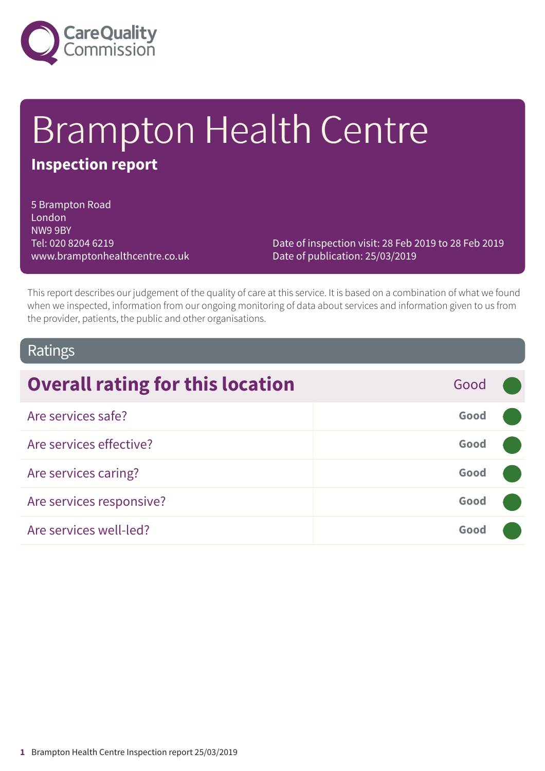# Brampton Health Centre

**Inspection report**

5 Brampton Road
London
NW9 9BY
Tel: 020 8204 6219
www.bramptonhealthcentre.co.uk

Date of inspection visit: 28 Feb 2019 to 28 Feb 2019
Date of publication: 25/03/2019

This report describes our judgement of the quality of care at this service. It is based on a combination of what we found when we inspected, information from our ongoing monitoring of data about services and information given to us from the provider, patients, the public and other organisations.

## Ratings

| Overall rating for this location | Good |
| --- | --- |
| Are services safe? | **Good** |
| Are services effective? | **Good** |
| Are services caring? | **Good** |
| Are services responsive? | **Good** |
| Are services well-led? | **Good** |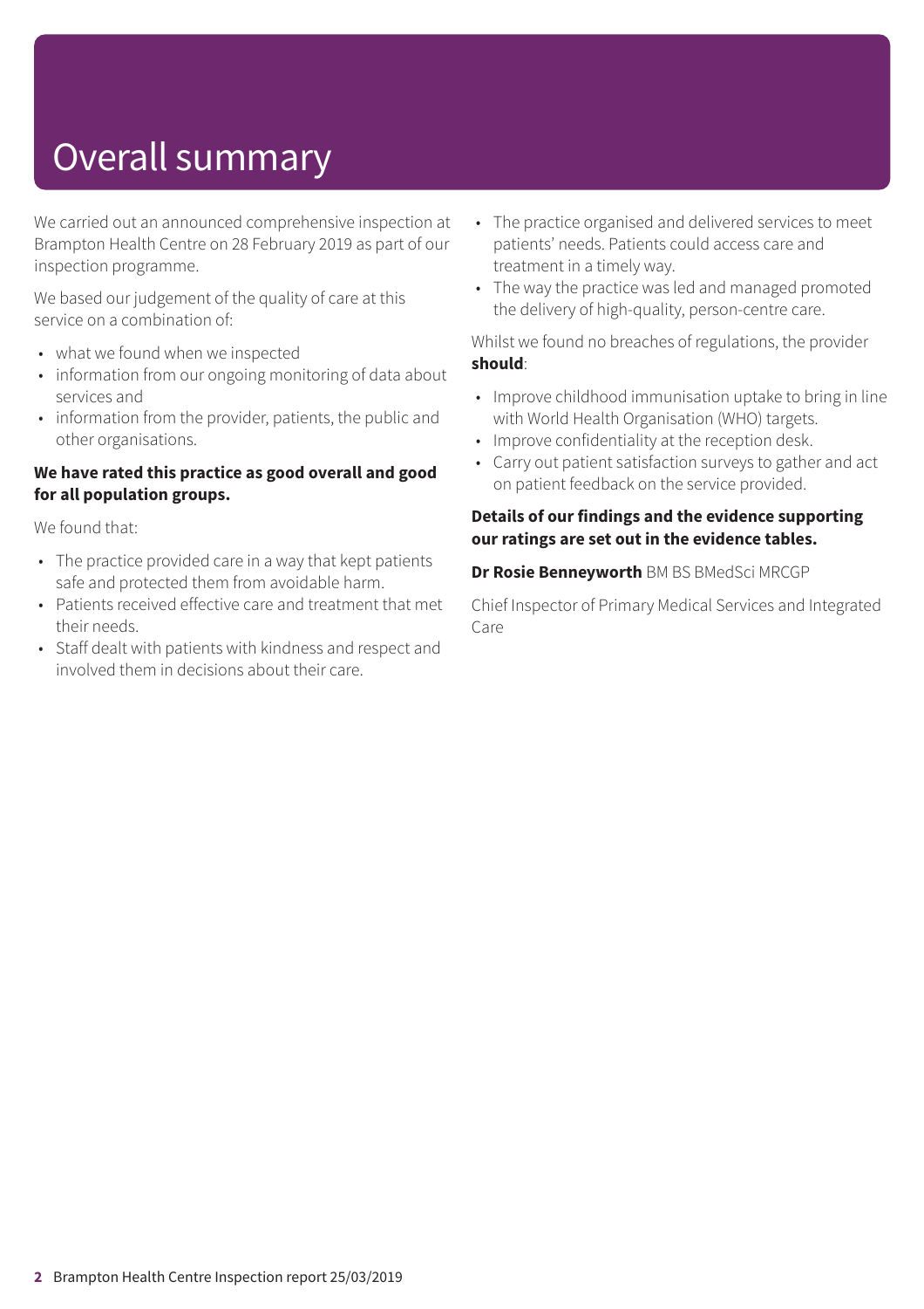# Overall summary

We carried out an announced comprehensive inspection at Brampton Health Centre on 28 February 2019 as part of our inspection programme.

We based our judgement of the quality of care at this service on a combination of:

- what we found when we inspected
- information from our ongoing monitoring of data about services and
- information from the provider, patients, the public and other organisations.

**We have rated this practice as good overall and good for all population groups.**

We found that:

- The practice provided care in a way that kept patients safe and protected them from avoidable harm.
- Patients received effective care and treatment that met their needs.
- Staff dealt with patients with kindness and respect and involved them in decisions about their care.
- The practice organised and delivered services to meet patients' needs. Patients could access care and treatment in a timely way.
- The way the practice was led and managed promoted the delivery of high-quality, person-centre care.

Whilst we found no breaches of regulations, the provider **should**:

- Improve childhood immunisation uptake to bring in line with World Health Organisation (WHO) targets.
- Improve confidentiality at the reception desk.
- Carry out patient satisfaction surveys to gather and act on patient feedback on the service provided.

**Details of our findings and the evidence supporting our ratings are set out in the evidence tables.**

**Dr Rosie Benneyworth** BM BS BMedSci MRCGP

Chief Inspector of Primary Medical Services and Integrated Care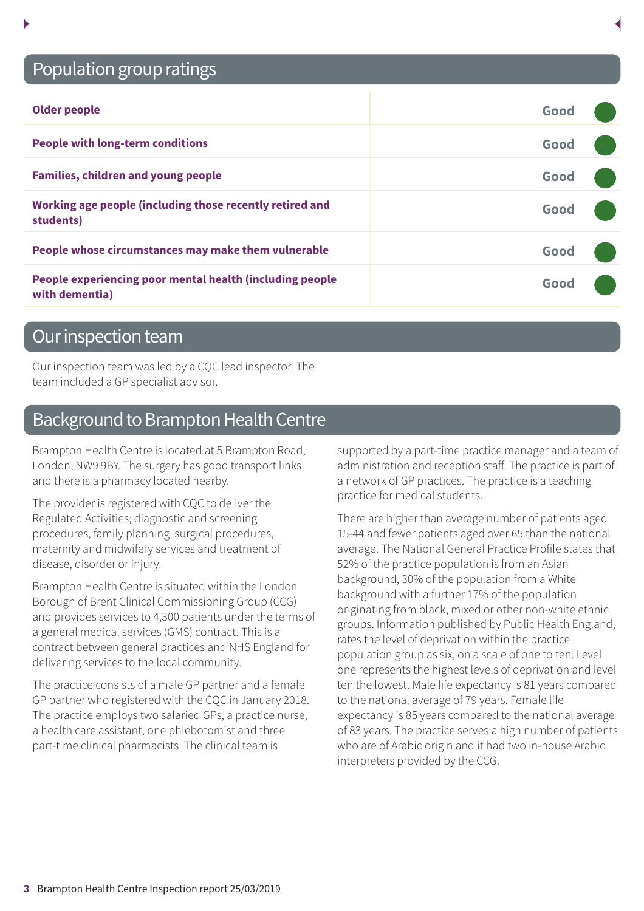## Population group ratings

| | |
|---|---|
| **Older people** | Good |
| **People with long-term conditions** | Good |
| **Families, children and young people** | Good |
| **Working age people (including those recently retired and students)** | Good |
| **People whose circumstances may make them vulnerable** | Good |
| **People experiencing poor mental health (including people with dementia)** | Good |

## Our inspection team

Our inspection team was led by a CQC lead inspector. The team included a GP specialist advisor.

## Background to Brampton Health Centre

Brampton Health Centre is located at 5 Brampton Road, London, NW9 9BY. The surgery has good transport links and there is a pharmacy located nearby.

The provider is registered with CQC to deliver the Regulated Activities; diagnostic and screening procedures, family planning, surgical procedures, maternity and midwifery services and treatment of disease, disorder or injury.

Brampton Health Centre is situated within the London Borough of Brent Clinical Commissioning Group (CCG) and provides services to 4,300 patients under the terms of a general medical services (GMS) contract. This is a contract between general practices and NHS England for delivering services to the local community.

The practice consists of a male GP partner and a female GP partner who registered with the CQC in January 2018. The practice employs two salaried GPs, a practice nurse, a health care assistant, one phlebotomist and three part-time clinical pharmacists. The clinical team is supported by a part-time practice manager and a team of administration and reception staff. The practice is part of a network of GP practices. The practice is a teaching practice for medical students.

There are higher than average number of patients aged 15-44 and fewer patients aged over 65 than the national average. The National General Practice Profile states that 52% of the practice population is from an Asian background, 30% of the population from a White background with a further 17% of the population originating from black, mixed or other non-white ethnic groups. Information published by Public Health England, rates the level of deprivation within the practice population group as six, on a scale of one to ten. Level one represents the highest levels of deprivation and level ten the lowest. Male life expectancy is 81 years compared to the national average of 79 years. Female life expectancy is 85 years compared to the national average of 83 years. The practice serves a high number of patients who are of Arabic origin and it had two in-house Arabic interpreters provided by the CCG.